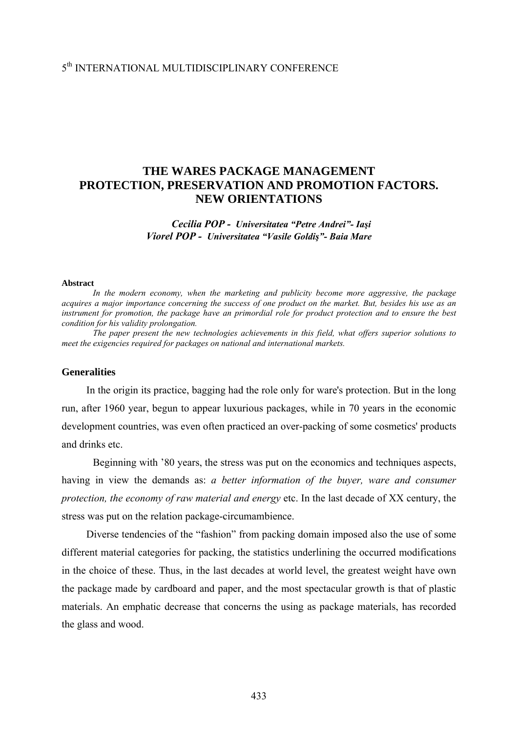# THE WARES PACKAGE MANAGEMENT PROTECTION, PRESERVATION AND PROMOTION FACTORS. NEW ORIENTATIONS

***Cecilia POP - Universitatea "Petre Andrei"- Iaşi***
***Viorel POP - Universitatea "Vasile Goldiş"- Baia Mare***

**Abstract**

*In the modern economy, when the marketing and publicity become more aggressive, the package acquires a major importance concerning the success of one product on the market. But, besides his use as an instrument for promotion, the package have an primordial role for product protection and to ensure the best condition for his validity prolongation.*

*The paper present the new technologies achievements in this field, what offers superior solutions to meet the exigencies required for packages on national and international markets.*

## Generalities

In the origin its practice, bagging had the role only for ware's protection. But in the long run, after 1960 year, begun to appear luxurious packages, while in 70 years in the economic development countries, was even often practiced an over-packing of some cosmetics' products and drinks etc.

Beginning with '80 years, the stress was put on the economics and techniques aspects, having in view the demands as: *a better information of the buyer, ware and consumer protection, the economy of raw material and energy* etc. In the last decade of XX century, the stress was put on the relation package-circumambience.

Diverse tendencies of the "fashion" from packing domain imposed also the use of some different material categories for packing, the statistics underlining the occurred modifications in the choice of these. Thus, in the last decades at world level, the greatest weight have own the package made by cardboard and paper, and the most spectacular growth is that of plastic materials. An emphatic decrease that concerns the using as package materials, has recorded the glass and wood.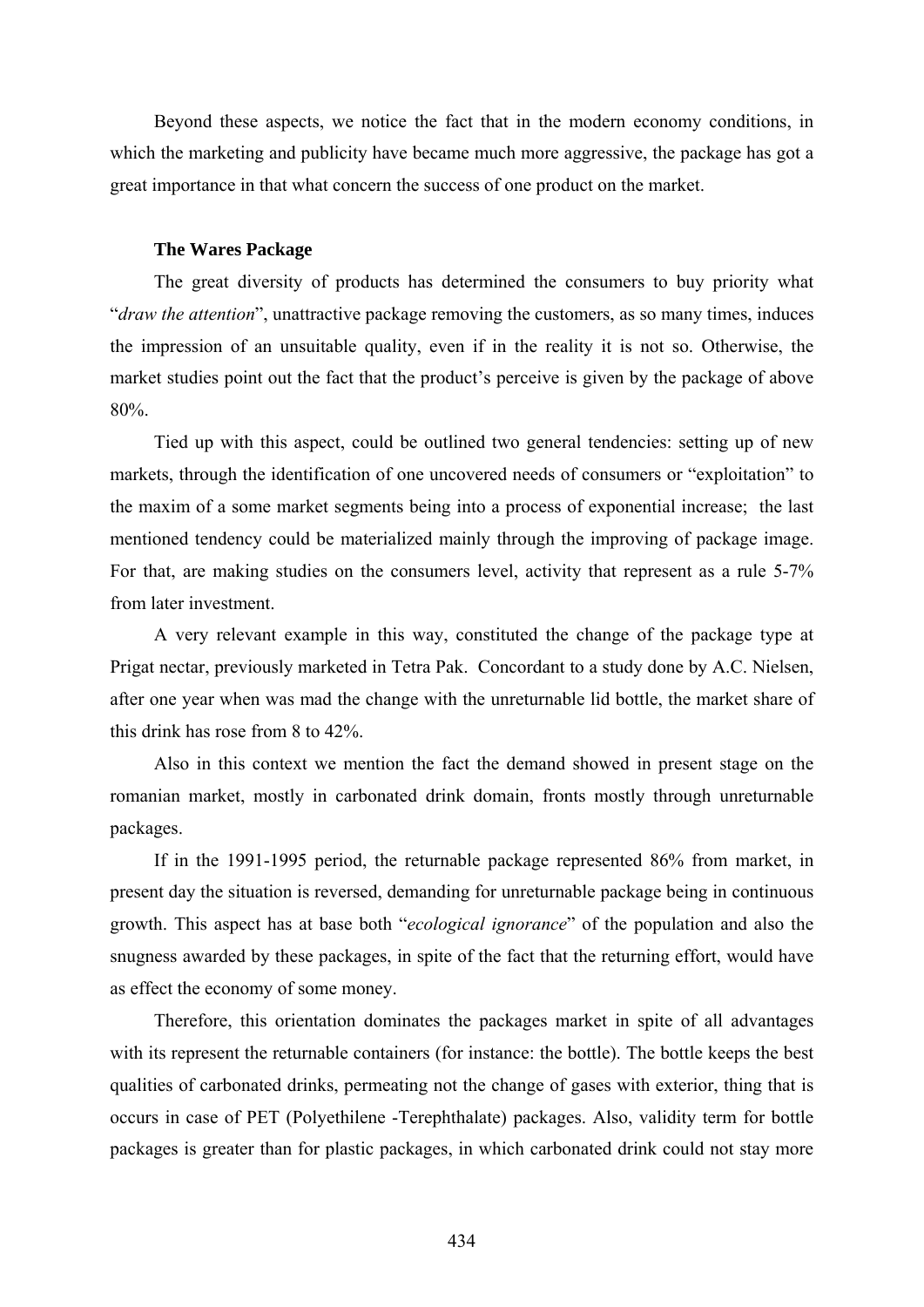Beyond these aspects, we notice the fact that in the modern economy conditions, in which the marketing and publicity have became much more aggressive, the package has got a great importance in that what concern the success of one product on the market.

**The Wares Package**

The great diversity of products has determined the consumers to buy priority what "*draw the attention*", unattractive package removing the customers, as so many times, induces the impression of an unsuitable quality, even if in the reality it is not so. Otherwise, the market studies point out the fact that the product's perceive is given by the package of above 80%.

Tied up with this aspect, could be outlined two general tendencies: setting up of new markets, through the identification of one uncovered needs of consumers or "exploitation" to the maxim of a some market segments being into a process of exponential increase; the last mentioned tendency could be materialized mainly through the improving of package image. For that, are making studies on the consumers level, activity that represent as a rule 5-7% from later investment.

A very relevant example in this way, constituted the change of the package type at Prigat nectar, previously marketed in Tetra Pak. Concordant to a study done by A.C. Nielsen, after one year when was mad the change with the unreturnable lid bottle, the market share of this drink has rose from 8 to 42%.

Also in this context we mention the fact the demand showed in present stage on the romanian market, mostly in carbonated drink domain, fronts mostly through unreturnable packages.

If in the 1991-1995 period, the returnable package represented 86% from market, in present day the situation is reversed, demanding for unreturnable package being in continuous growth. This aspect has at base both "*ecological ignorance*" of the population and also the snugness awarded by these packages, in spite of the fact that the returning effort, would have as effect the economy of some money.

Therefore, this orientation dominates the packages market in spite of all advantages with its represent the returnable containers (for instance: the bottle). The bottle keeps the best qualities of carbonated drinks, permeating not the change of gases with exterior, thing that is occurs in case of PET (Polyethilene -Terephthalate) packages. Also, validity term for bottle packages is greater than for plastic packages, in which carbonated drink could not stay more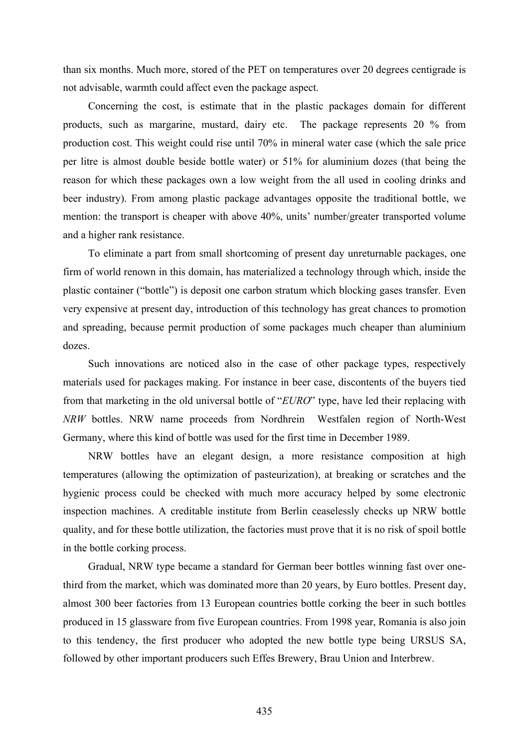than six months. Much more, stored of the PET on temperatures over 20 degrees centigrade is not advisable, warmth could affect even the package aspect.

Concerning the cost, is estimate that in the plastic packages domain for different products, such as margarine, mustard, dairy etc. The package represents 20 % from production cost. This weight could rise until 70% in mineral water case (which the sale price per litre is almost double beside bottle water) or 51% for aluminium dozes (that being the reason for which these packages own a low weight from the all used in cooling drinks and beer industry). From among plastic package advantages opposite the traditional bottle, we mention: the transport is cheaper with above 40%, units' number/greater transported volume and a higher rank resistance.

To eliminate a part from small shortcoming of present day unreturnable packages, one firm of world renown in this domain, has materialized a technology through which, inside the plastic container ("bottle") is deposit one carbon stratum which blocking gases transfer. Even very expensive at present day, introduction of this technology has great chances to promotion and spreading, because permit production of some packages much cheaper than aluminium dozes.

Such innovations are noticed also in the case of other package types, respectively materials used for packages making. For instance in beer case, discontents of the buyers tied from that marketing in the old universal bottle of "*EURO*" type, have led their replacing with *NRW* bottles. NRW name proceeds from Nordhrein Westfalen region of North-West Germany, where this kind of bottle was used for the first time in December 1989.

NRW bottles have an elegant design, a more resistance composition at high temperatures (allowing the optimization of pasteurization), at breaking or scratches and the hygienic process could be checked with much more accuracy helped by some electronic inspection machines. A creditable institute from Berlin ceaselessly checks up NRW bottle quality, and for these bottle utilization, the factories must prove that it is no risk of spoil bottle in the bottle corking process.

Gradual, NRW type became a standard for German beer bottles winning fast over one-third from the market, which was dominated more than 20 years, by Euro bottles. Present day, almost 300 beer factories from 13 European countries bottle corking the beer in such bottles produced in 15 glassware from five European countries. From 1998 year, Romania is also join to this tendency, the first producer who adopted the new bottle type being URSUS SA, followed by other important producers such Effes Brewery, Brau Union and Interbrew.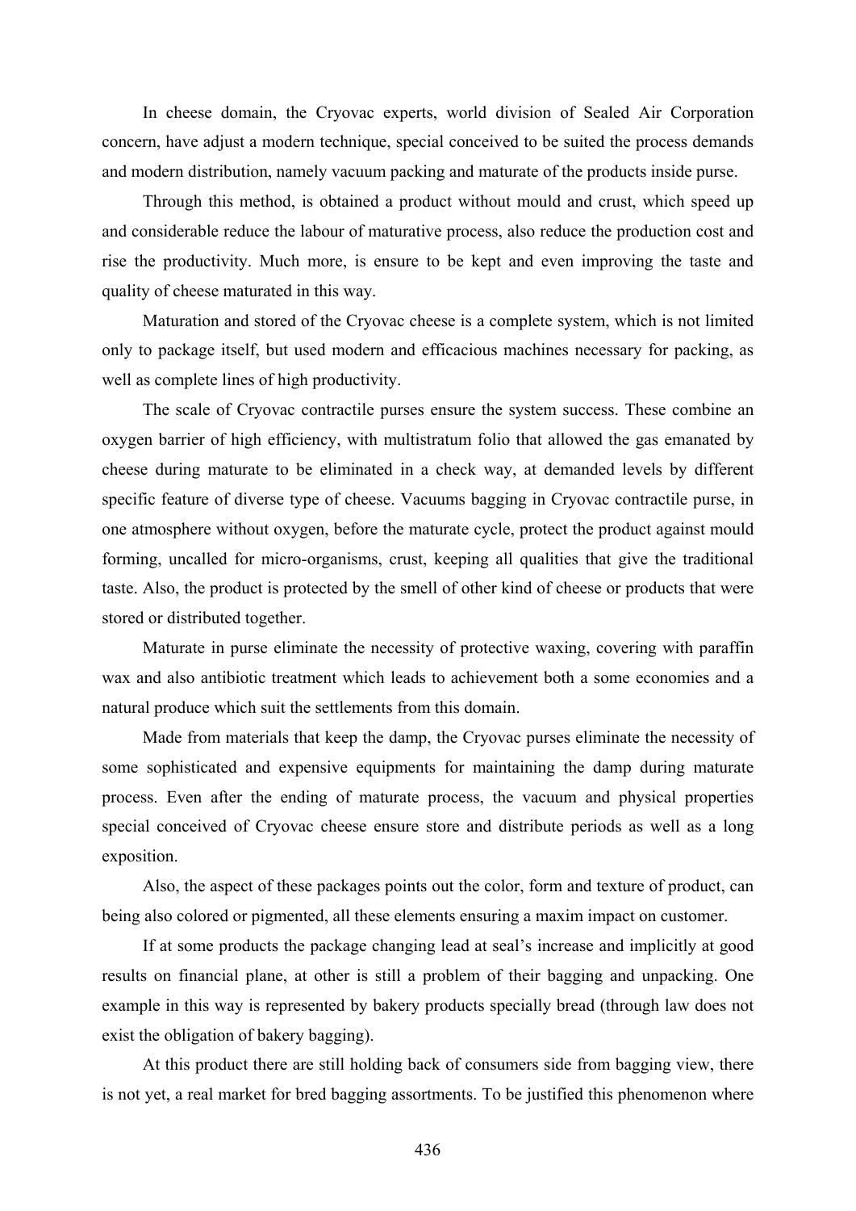In cheese domain, the Cryovac experts, world division of Sealed Air Corporation concern, have adjust a modern technique, special conceived to be suited the process demands and modern distribution, namely vacuum packing and maturate of the products inside purse.

Through this method, is obtained a product without mould and crust, which speed up and considerable reduce the labour of maturative process, also reduce the production cost and rise the productivity. Much more, is ensure to be kept and even improving the taste and quality of cheese maturated in this way.

Maturation and stored of the Cryovac cheese is a complete system, which is not limited only to package itself, but used modern and efficacious machines necessary for packing, as well as complete lines of high productivity.

The scale of Cryovac contractile purses ensure the system success. These combine an oxygen barrier of high efficiency, with multistratum folio that allowed the gas emanated by cheese during maturate to be eliminated in a check way, at demanded levels by different specific feature of diverse type of cheese. Vacuums bagging in Cryovac contractile purse, in one atmosphere without oxygen, before the maturate cycle, protect the product against mould forming, uncalled for micro-organisms, crust, keeping all qualities that give the traditional taste. Also, the product is protected by the smell of other kind of cheese or products that were stored or distributed together.

Maturate in purse eliminate the necessity of protective waxing, covering with paraffin wax and also antibiotic treatment which leads to achievement both a some economies and a natural produce which suit the settlements from this domain.

Made from materials that keep the damp, the Cryovac purses eliminate the necessity of some sophisticated and expensive equipments for maintaining the damp during maturate process. Even after the ending of maturate process, the vacuum and physical properties special conceived of Cryovac cheese ensure store and distribute periods as well as a long exposition.

Also, the aspect of these packages points out the color, form and texture of product, can being also colored or pigmented, all these elements ensuring a maxim impact on customer.

If at some products the package changing lead at seal's increase and implicitly at good results on financial plane, at other is still a problem of their bagging and unpacking. One example in this way is represented by bakery products specially bread (through law does not exist the obligation of bakery bagging).

At this product there are still holding back of consumers side from bagging view, there is not yet, a real market for bred bagging assortments. To be justified this phenomenon where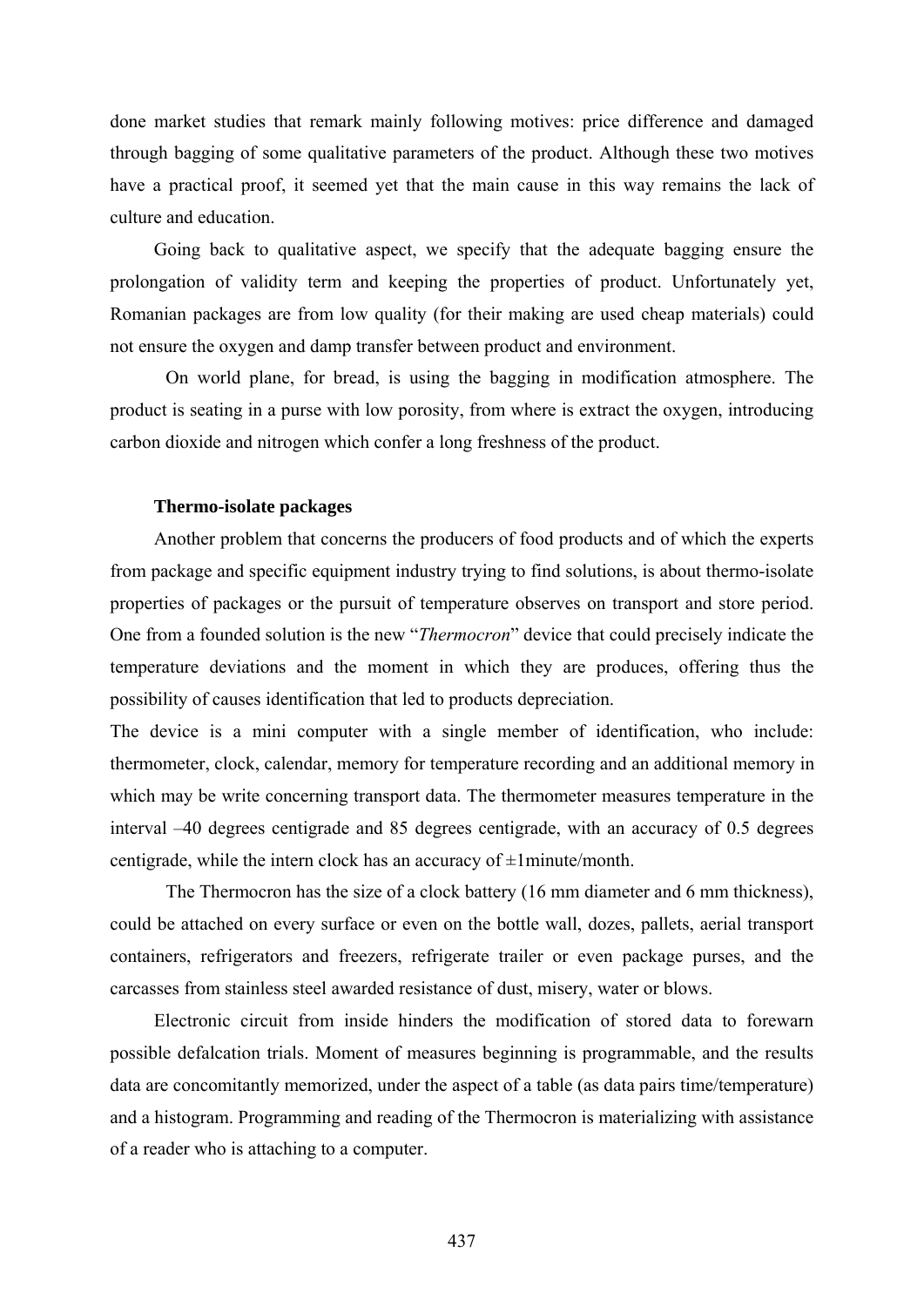done market studies that remark mainly following motives: price difference and damaged through bagging of some qualitative parameters of the product. Although these two motives have a practical proof, it seemed yet that the main cause in this way remains the lack of culture and education.

Going back to qualitative aspect, we specify that the adequate bagging ensure the prolongation of validity term and keeping the properties of product. Unfortunately yet, Romanian packages are from low quality (for their making are used cheap materials) could not ensure the oxygen and damp transfer between product and environment.

On world plane, for bread, is using the bagging in modification atmosphere. The product is seating in a purse with low porosity, from where is extract the oxygen, introducing carbon dioxide and nitrogen which confer a long freshness of the product.

**Thermo-isolate packages**

Another problem that concerns the producers of food products and of which the experts from package and specific equipment industry trying to find solutions, is about thermo-isolate properties of packages or the pursuit of temperature observes on transport and store period. One from a founded solution is the new "*Thermocron*" device that could precisely indicate the temperature deviations and the moment in which they are produces, offering thus the possibility of causes identification that led to products depreciation.

The device is a mini computer with a single member of identification, who include: thermometer, clock, calendar, memory for temperature recording and an additional memory in which may be write concerning transport data. The thermometer measures temperature in the interval –40 degrees centigrade and 85 degrees centigrade, with an accuracy of 0.5 degrees centigrade, while the intern clock has an accuracy of ±1minute/month.

The Thermocron has the size of a clock battery (16 mm diameter and 6 mm thickness), could be attached on every surface or even on the bottle wall, dozes, pallets, aerial transport containers, refrigerators and freezers, refrigerate trailer or even package purses, and the carcasses from stainless steel awarded resistance of dust, misery, water or blows.

Electronic circuit from inside hinders the modification of stored data to forewarn possible defalcation trials. Moment of measures beginning is programmable, and the results data are concomitantly memorized, under the aspect of a table (as data pairs time/temperature) and a histogram. Programming and reading of the Thermocron is materializing with assistance of a reader who is attaching to a computer.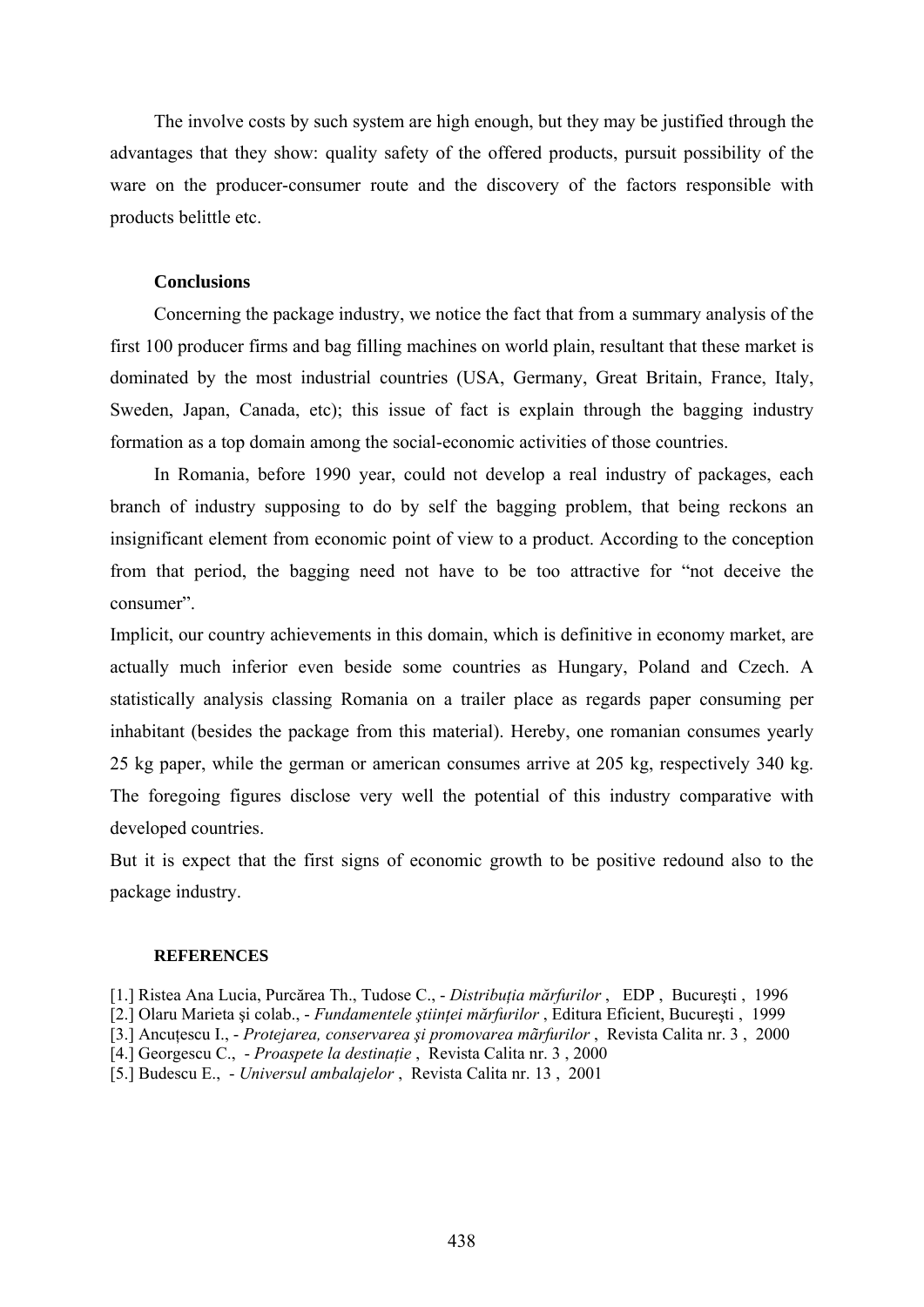The involve costs by such system are high enough, but they may be justified through the advantages that they show: quality safety of the offered products, pursuit possibility of the ware on the producer-consumer route and the discovery of the factors responsible with products belittle etc.

### Conclusions

Concerning the package industry, we notice the fact that from a summary analysis of the first 100 producer firms and bag filling machines on world plain, resultant that these market is dominated by the most industrial countries (USA, Germany, Great Britain, France, Italy, Sweden, Japan, Canada, etc); this issue of fact is explain through the bagging industry formation as a top domain among the social-economic activities of those countries.

In Romania, before 1990 year, could not develop a real industry of packages, each branch of industry supposing to do by self the bagging problem, that being reckons an insignificant element from economic point of view to a product. According to the conception from that period, the bagging need not have to be too attractive for "not deceive the consumer".

Implicit, our country achievements in this domain, which is definitive in economy market, are actually much inferior even beside some countries as Hungary, Poland and Czech. A statistically analysis classing Romania on a trailer place as regards paper consuming per inhabitant (besides the package from this material). Hereby, one romanian consumes yearly 25 kg paper, while the german or american consumes arrive at 205 kg, respectively 340 kg. The foregoing figures disclose very well the potential of this industry comparative with developed countries.

But it is expect that the first signs of economic growth to be positive redound also to the package industry.

### REFERENCES

[1.] Ristea Ana Lucia, Purcărea Th., Tudose C., - *Distribuția mărfurilor* , EDP , București , 1996
[2.] Olaru Marieta şi colab., - *Fundamentele ştiinței mărfurilor* , Editura Eficient, Bucureşti , 1999
[3.] Ancuțescu I., - *Protejarea, conservarea şi promovarea mărfurilor* , Revista Calita nr. 3 , 2000
[4.] Georgescu C., - *Proaspete la destinație* , Revista Calita nr. 3 , 2000
[5.] Budescu E., - *Universul ambalajelor* , Revista Calita nr. 13 , 2001